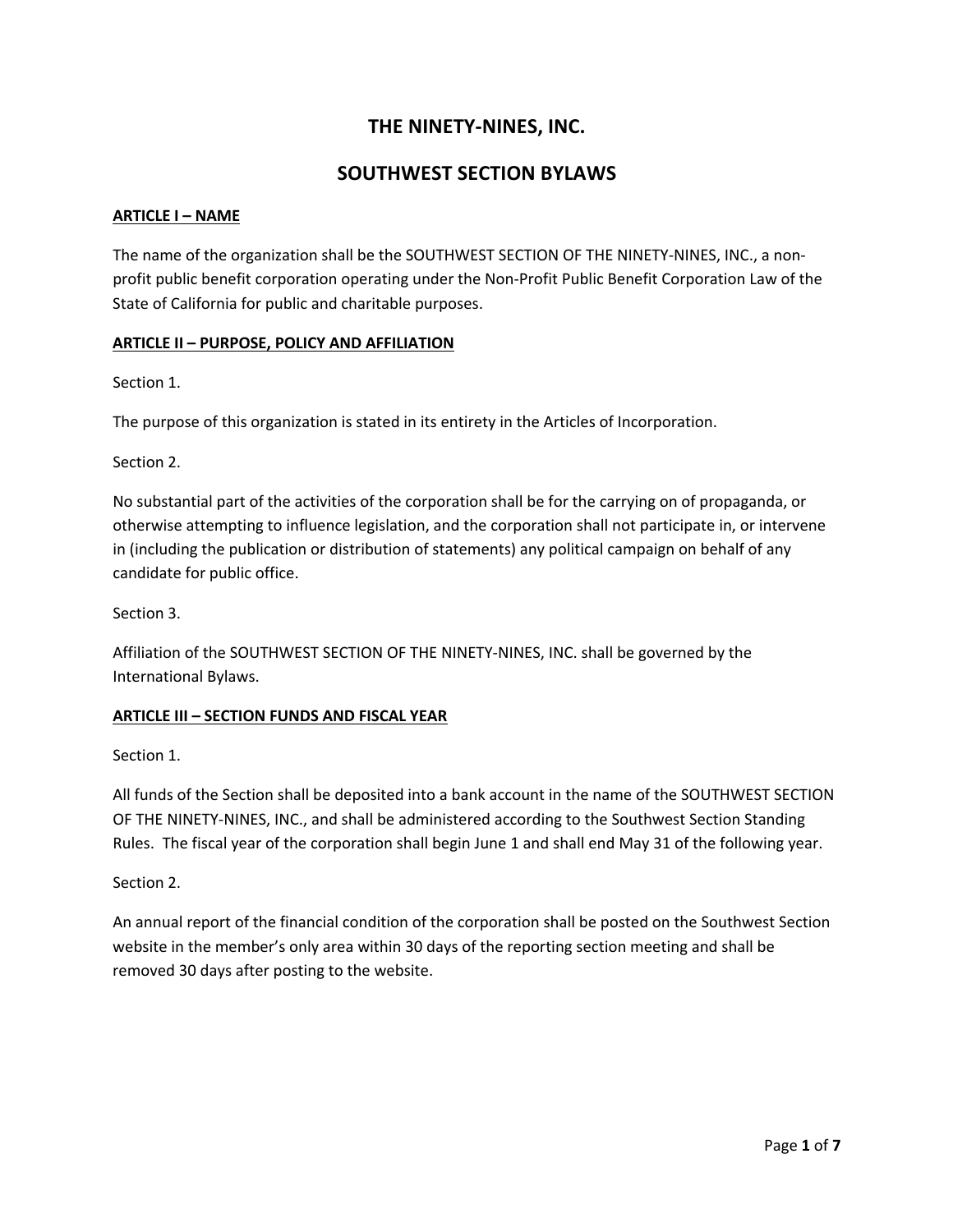# THE NINETY-NINES, INC.

## SOUTHWEST SECTION BYLAWS

**ARTICLE I – NAME**

The name of the organization shall be the SOUTHWEST SECTION OF THE NINETY-NINES, INC., a non-profit public benefit corporation operating under the Non-Profit Public Benefit Corporation Law of the State of California for public and charitable purposes.

**ARTICLE II – PURPOSE, POLICY AND AFFILIATION**

Section 1.

The purpose of this organization is stated in its entirety in the Articles of Incorporation.

Section 2.

No substantial part of the activities of the corporation shall be for the carrying on of propaganda, or otherwise attempting to influence legislation, and the corporation shall not participate in, or intervene in (including the publication or distribution of statements) any political campaign on behalf of any candidate for public office.

Section 3.

Affiliation of the SOUTHWEST SECTION OF THE NINETY-NINES, INC. shall be governed by the International Bylaws.

**ARTICLE III – SECTION FUNDS AND FISCAL YEAR**

Section 1.

All funds of the Section shall be deposited into a bank account in the name of the SOUTHWEST SECTION OF THE NINETY-NINES, INC., and shall be administered according to the Southwest Section Standing Rules. The fiscal year of the corporation shall begin June 1 and shall end May 31 of the following year.

Section 2.

An annual report of the financial condition of the corporation shall be posted on the Southwest Section website in the member's only area within 30 days of the reporting section meeting and shall be removed 30 days after posting to the website.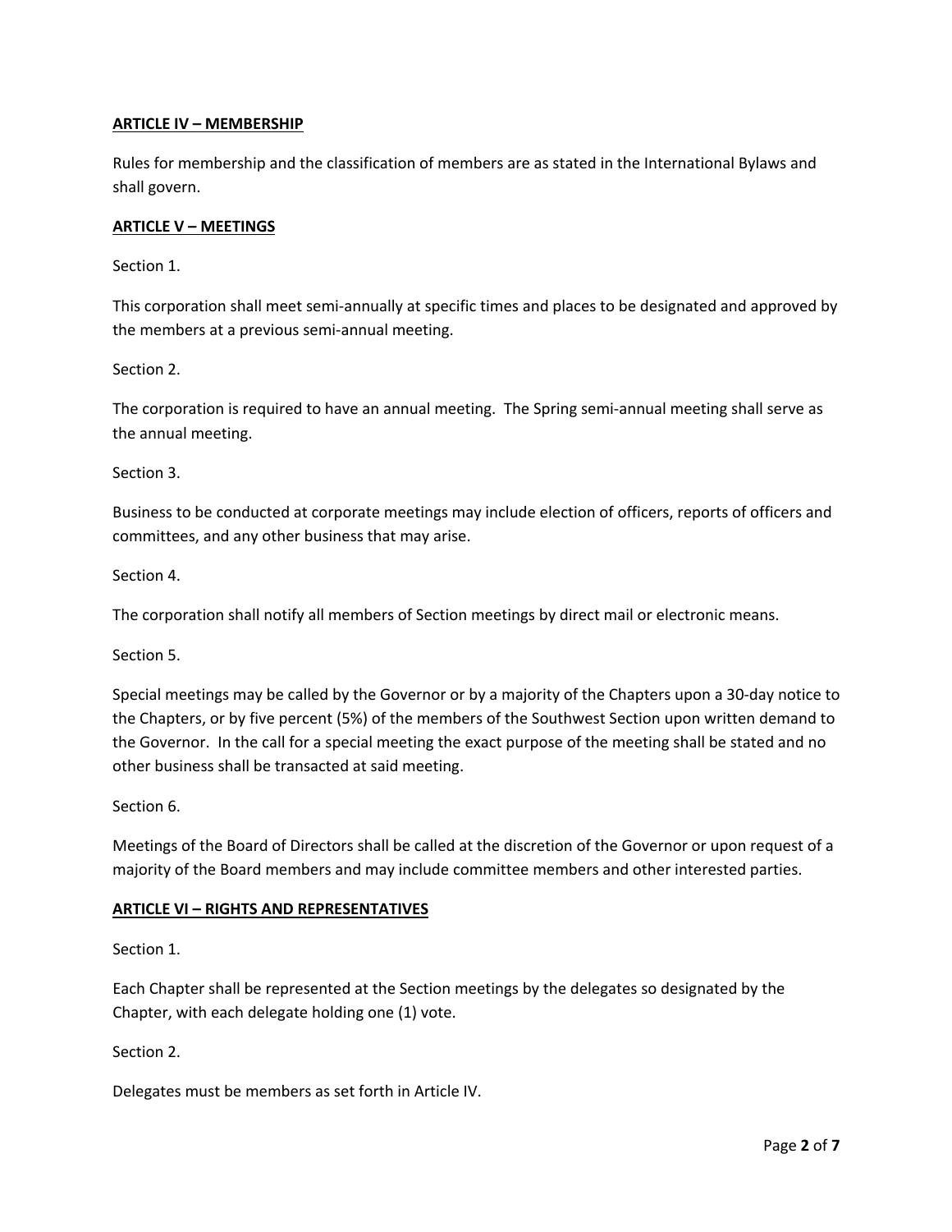## ARTICLE IV – MEMBERSHIP

Rules for membership and the classification of members are as stated in the International Bylaws and shall govern.

## ARTICLE V – MEETINGS

Section 1.

This corporation shall meet semi-annually at specific times and places to be designated and approved by the members at a previous semi-annual meeting.

Section 2.

The corporation is required to have an annual meeting. The Spring semi-annual meeting shall serve as the annual meeting.

Section 3.

Business to be conducted at corporate meetings may include election of officers, reports of officers and committees, and any other business that may arise.

Section 4.

The corporation shall notify all members of Section meetings by direct mail or electronic means.

Section 5.

Special meetings may be called by the Governor or by a majority of the Chapters upon a 30-day notice to the Chapters, or by five percent (5%) of the members of the Southwest Section upon written demand to the Governor. In the call for a special meeting the exact purpose of the meeting shall be stated and no other business shall be transacted at said meeting.

Section 6.

Meetings of the Board of Directors shall be called at the discretion of the Governor or upon request of a majority of the Board members and may include committee members and other interested parties.

## ARTICLE VI – RIGHTS AND REPRESENTATIVES

Section 1.

Each Chapter shall be represented at the Section meetings by the delegates so designated by the Chapter, with each delegate holding one (1) vote.

Section 2.

Delegates must be members as set forth in Article IV.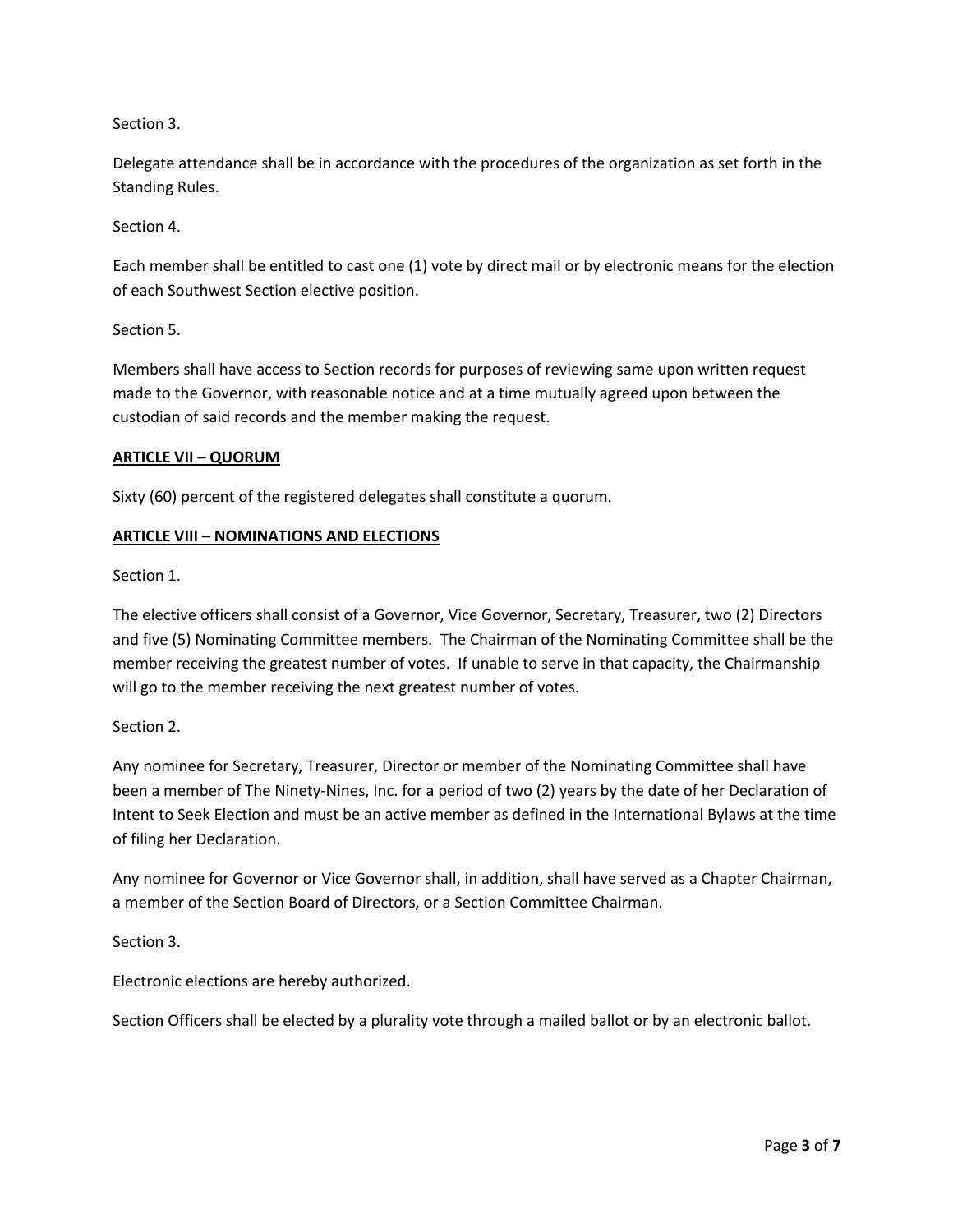Section 3.

Delegate attendance shall be in accordance with the procedures of the organization as set forth in the Standing Rules.

Section 4.

Each member shall be entitled to cast one (1) vote by direct mail or by electronic means for the election of each Southwest Section elective position.

Section 5.

Members shall have access to Section records for purposes of reviewing same upon written request made to the Governor, with reasonable notice and at a time mutually agreed upon between the custodian of said records and the member making the request.

## ARTICLE VII – QUORUM

Sixty (60) percent of the registered delegates shall constitute a quorum.

## ARTICLE VIII – NOMINATIONS AND ELECTIONS

Section 1.

The elective officers shall consist of a Governor, Vice Governor, Secretary, Treasurer, two (2) Directors and five (5) Nominating Committee members. The Chairman of the Nominating Committee shall be the member receiving the greatest number of votes. If unable to serve in that capacity, the Chairmanship will go to the member receiving the next greatest number of votes.

Section 2.

Any nominee for Secretary, Treasurer, Director or member of the Nominating Committee shall have been a member of The Ninety-Nines, Inc. for a period of two (2) years by the date of her Declaration of Intent to Seek Election and must be an active member as defined in the International Bylaws at the time of filing her Declaration.

Any nominee for Governor or Vice Governor shall, in addition, shall have served as a Chapter Chairman, a member of the Section Board of Directors, or a Section Committee Chairman.

Section 3.

Electronic elections are hereby authorized.

Section Officers shall be elected by a plurality vote through a mailed ballot or by an electronic ballot.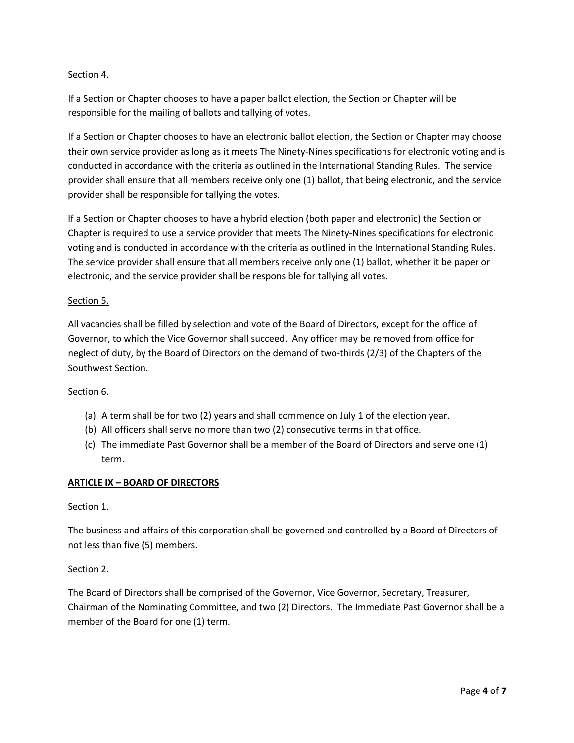Section 4.

If a Section or Chapter chooses to have a paper ballot election, the Section or Chapter will be responsible for the mailing of ballots and tallying of votes.

If a Section or Chapter chooses to have an electronic ballot election, the Section or Chapter may choose their own service provider as long as it meets The Ninety-Nines specifications for electronic voting and is conducted in accordance with the criteria as outlined in the International Standing Rules. The service provider shall ensure that all members receive only one (1) ballot, that being electronic, and the service provider shall be responsible for tallying the votes.

If a Section or Chapter chooses to have a hybrid election (both paper and electronic) the Section or Chapter is required to use a service provider that meets The Ninety-Nines specifications for electronic voting and is conducted in accordance with the criteria as outlined in the International Standing Rules. The service provider shall ensure that all members receive only one (1) ballot, whether it be paper or electronic, and the service provider shall be responsible for tallying all votes.

Section 5.

All vacancies shall be filled by selection and vote of the Board of Directors, except for the office of Governor, to which the Vice Governor shall succeed. Any officer may be removed from office for neglect of duty, by the Board of Directors on the demand of two-thirds (2/3) of the Chapters of the Southwest Section.

Section 6.

(a) A term shall be for two (2) years and shall commence on July 1 of the election year.
(b) All officers shall serve no more than two (2) consecutive terms in that office.
(c) The immediate Past Governor shall be a member of the Board of Directors and serve one (1) term.

## ARTICLE IX – BOARD OF DIRECTORS

Section 1.

The business and affairs of this corporation shall be governed and controlled by a Board of Directors of not less than five (5) members.

Section 2.

The Board of Directors shall be comprised of the Governor, Vice Governor, Secretary, Treasurer, Chairman of the Nominating Committee, and two (2) Directors. The Immediate Past Governor shall be a member of the Board for one (1) term.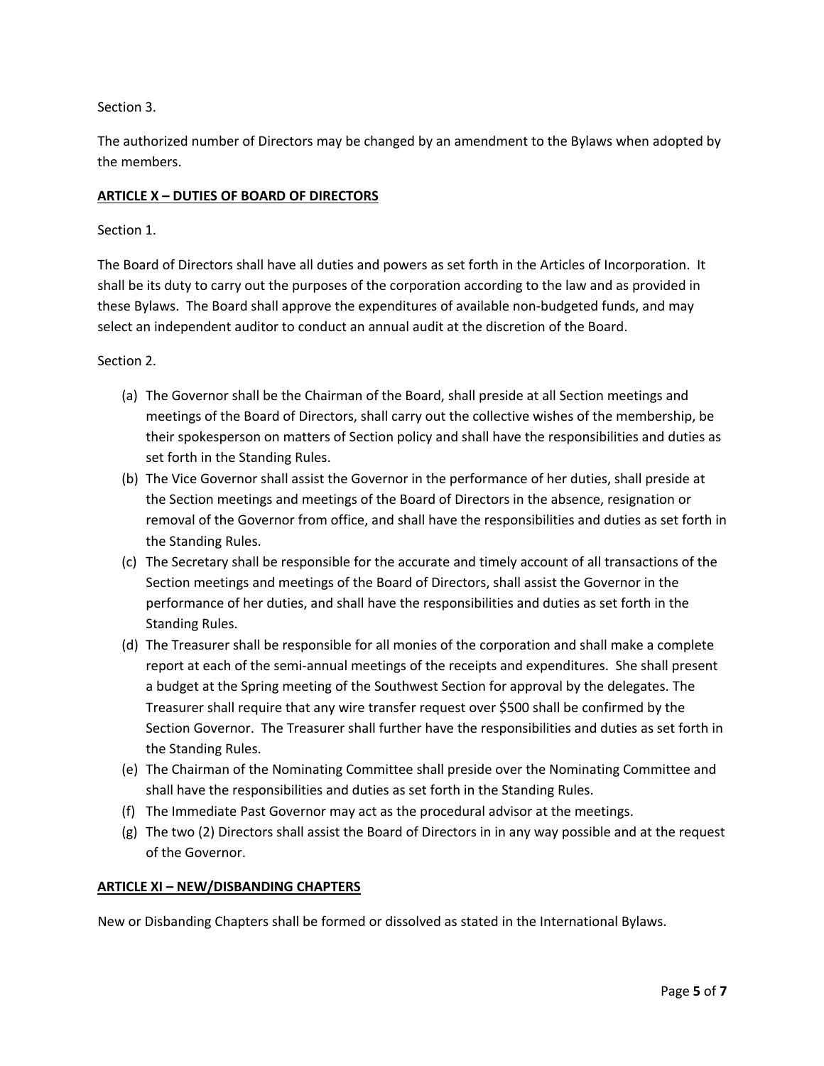Section 3.

The authorized number of Directors may be changed by an amendment to the Bylaws when adopted by the members.

## ARTICLE X – DUTIES OF BOARD OF DIRECTORS

Section 1.

The Board of Directors shall have all duties and powers as set forth in the Articles of Incorporation. It shall be its duty to carry out the purposes of the corporation according to the law and as provided in these Bylaws. The Board shall approve the expenditures of available non-budgeted funds, and may select an independent auditor to conduct an annual audit at the discretion of the Board.

Section 2.

(a) The Governor shall be the Chairman of the Board, shall preside at all Section meetings and meetings of the Board of Directors, shall carry out the collective wishes of the membership, be their spokesperson on matters of Section policy and shall have the responsibilities and duties as set forth in the Standing Rules.

(b) The Vice Governor shall assist the Governor in the performance of her duties, shall preside at the Section meetings and meetings of the Board of Directors in the absence, resignation or removal of the Governor from office, and shall have the responsibilities and duties as set forth in the Standing Rules.

(c) The Secretary shall be responsible for the accurate and timely account of all transactions of the Section meetings and meetings of the Board of Directors, shall assist the Governor in the performance of her duties, and shall have the responsibilities and duties as set forth in the Standing Rules.

(d) The Treasurer shall be responsible for all monies of the corporation and shall make a complete report at each of the semi-annual meetings of the receipts and expenditures. She shall present a budget at the Spring meeting of the Southwest Section for approval by the delegates. The Treasurer shall require that any wire transfer request over $500 shall be confirmed by the Section Governor. The Treasurer shall further have the responsibilities and duties as set forth in the Standing Rules.

(e) The Chairman of the Nominating Committee shall preside over the Nominating Committee and shall have the responsibilities and duties as set forth in the Standing Rules.

(f) The Immediate Past Governor may act as the procedural advisor at the meetings.

(g) The two (2) Directors shall assist the Board of Directors in in any way possible and at the request of the Governor.

## ARTICLE XI – NEW/DISBANDING CHAPTERS

New or Disbanding Chapters shall be formed or dissolved as stated in the International Bylaws.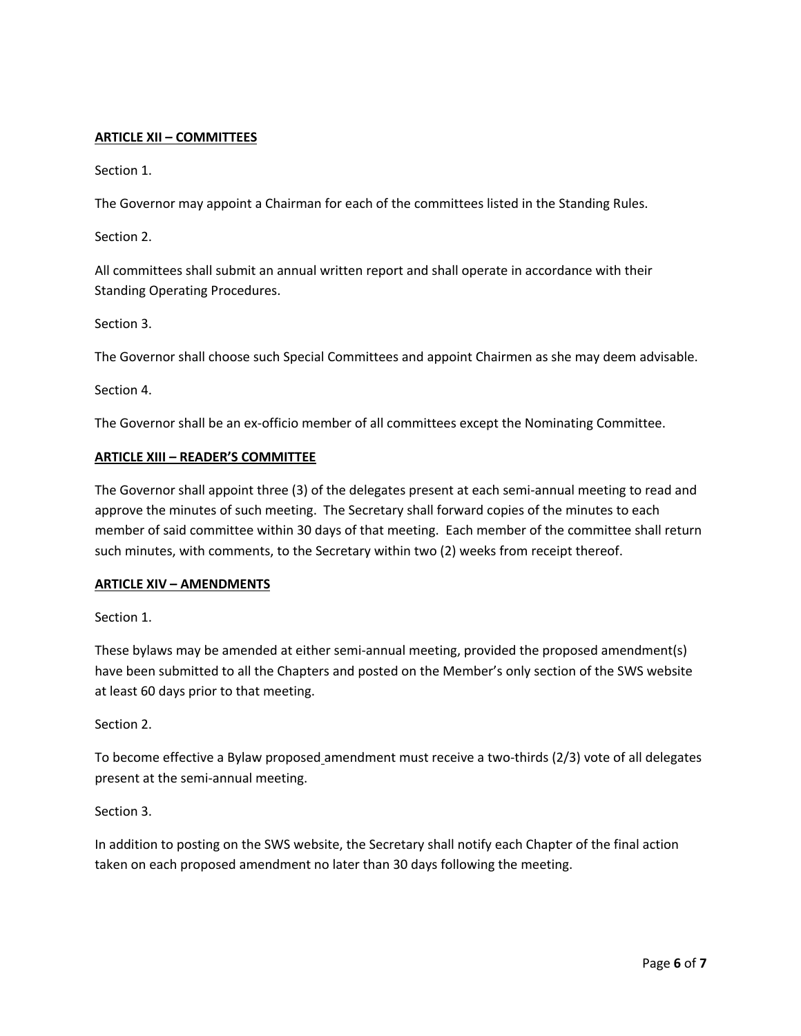## ARTICLE XII – COMMITTEES

Section 1.

The Governor may appoint a Chairman for each of the committees listed in the Standing Rules.

Section 2.

All committees shall submit an annual written report and shall operate in accordance with their Standing Operating Procedures.

Section 3.

The Governor shall choose such Special Committees and appoint Chairmen as she may deem advisable.

Section 4.

The Governor shall be an ex-officio member of all committees except the Nominating Committee.

## ARTICLE XIII – READER'S COMMITTEE

The Governor shall appoint three (3) of the delegates present at each semi-annual meeting to read and approve the minutes of such meeting. The Secretary shall forward copies of the minutes to each member of said committee within 30 days of that meeting. Each member of the committee shall return such minutes, with comments, to the Secretary within two (2) weeks from receipt thereof.

## ARTICLE XIV – AMENDMENTS

Section 1.

These bylaws may be amended at either semi-annual meeting, provided the proposed amendment(s) have been submitted to all the Chapters and posted on the Member's only section of the SWS website at least 60 days prior to that meeting.

Section 2.

To become effective a Bylaw proposed amendment must receive a two-thirds (2/3) vote of all delegates present at the semi-annual meeting.

Section 3.

In addition to posting on the SWS website, the Secretary shall notify each Chapter of the final action taken on each proposed amendment no later than 30 days following the meeting.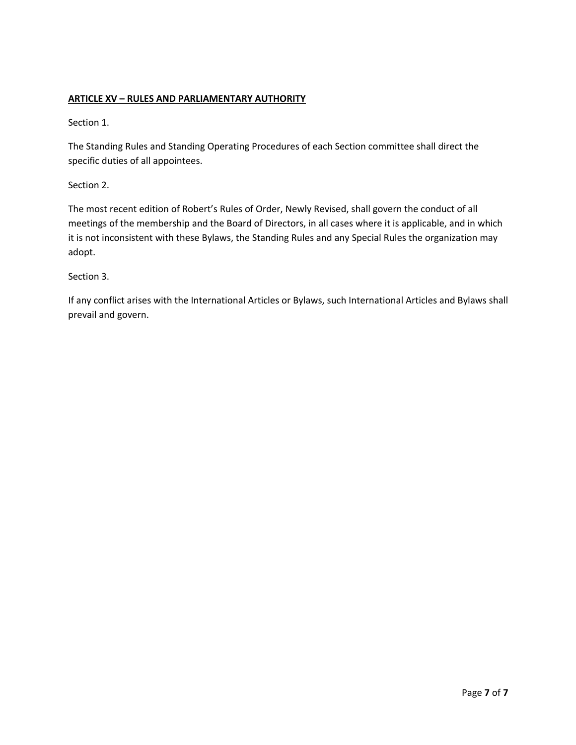**ARTICLE XV – RULES AND PARLIAMENTARY AUTHORITY**

Section 1.

The Standing Rules and Standing Operating Procedures of each Section committee shall direct the specific duties of all appointees.

Section 2.

The most recent edition of Robert's Rules of Order, Newly Revised, shall govern the conduct of all meetings of the membership and the Board of Directors, in all cases where it is applicable, and in which it is not inconsistent with these Bylaws, the Standing Rules and any Special Rules the organization may adopt.

Section 3.

If any conflict arises with the International Articles or Bylaws, such International Articles and Bylaws shall prevail and govern.